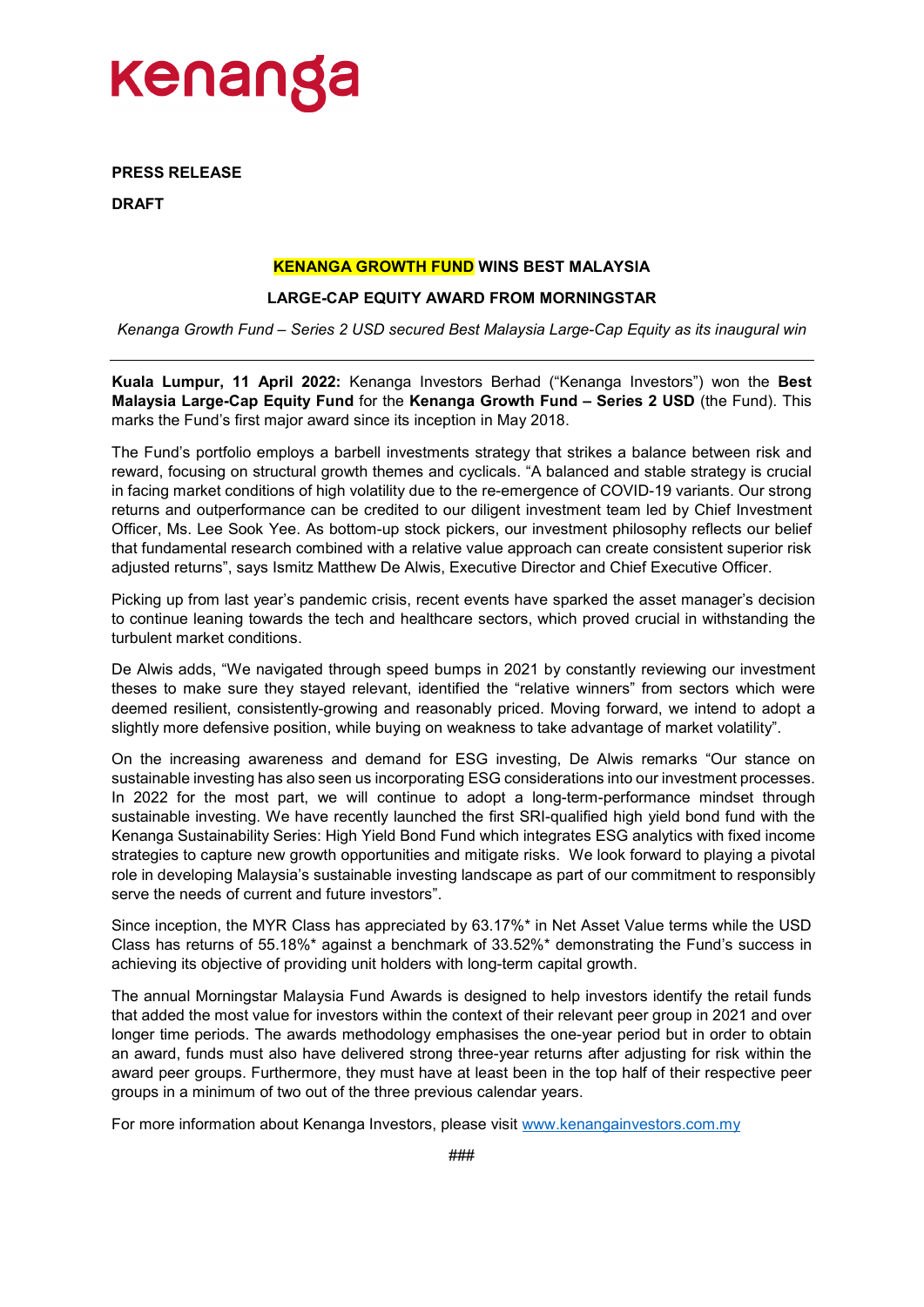kenanga

**PRESS RELEASE**

**DRAFT**

# KENANGA GROWTH FUND WINS BEST MALAYSIA LARGE-CAP EQUITY AWARD FROM MORNINGSTAR

*Kenanga Growth Fund – Series 2 USD secured Best Malaysia Large-Cap Equity as its inaugural win*

---

**Kuala Lumpur, 11 April 2022:** Kenanga Investors Berhad ("Kenanga Investors") won the **Best Malaysia Large-Cap Equity Fund** for the **Kenanga Growth Fund – Series 2 USD** (the Fund). This marks the Fund's first major award since its inception in May 2018.

The Fund's portfolio employs a barbell investments strategy that strikes a balance between risk and reward, focusing on structural growth themes and cyclicals. "A balanced and stable strategy is crucial in facing market conditions of high volatility due to the re-emergence of COVID-19 variants. Our strong returns and outperformance can be credited to our diligent investment team led by Chief Investment Officer, Ms. Lee Sook Yee. As bottom-up stock pickers, our investment philosophy reflects our belief that fundamental research combined with a relative value approach can create consistent superior risk adjusted returns", says Ismitz Matthew De Alwis, Executive Director and Chief Executive Officer.

Picking up from last year's pandemic crisis, recent events have sparked the asset manager's decision to continue leaning towards the tech and healthcare sectors, which proved crucial in withstanding the turbulent market conditions.

De Alwis adds, "We navigated through speed bumps in 2021 by constantly reviewing our investment theses to make sure they stayed relevant, identified the "relative winners" from sectors which were deemed resilient, consistently-growing and reasonably priced. Moving forward, we intend to adopt a slightly more defensive position, while buying on weakness to take advantage of market volatility".

On the increasing awareness and demand for ESG investing, De Alwis remarks "Our stance on sustainable investing has also seen us incorporating ESG considerations into our investment processes. In 2022 for the most part, we will continue to adopt a long-term-performance mindset through sustainable investing. We have recently launched the first SRI-qualified high yield bond fund with the Kenanga Sustainability Series: High Yield Bond Fund which integrates ESG analytics with fixed income strategies to capture new growth opportunities and mitigate risks. We look forward to playing a pivotal role in developing Malaysia's sustainable investing landscape as part of our commitment to responsibly serve the needs of current and future investors".

Since inception, the MYR Class has appreciated by 63.17%* in Net Asset Value terms while the USD Class has returns of 55.18%* against a benchmark of 33.52%* demonstrating the Fund's success in achieving its objective of providing unit holders with long-term capital growth.

The annual Morningstar Malaysia Fund Awards is designed to help investors identify the retail funds that added the most value for investors within the context of their relevant peer group in 2021 and over longer time periods. The awards methodology emphasises the one-year period but in order to obtain an award, funds must also have delivered strong three-year returns after adjusting for risk within the award peer groups. Furthermore, they must have at least been in the top half of their respective peer groups in a minimum of two out of the three previous calendar years.

For more information about Kenanga Investors, please visit www.kenangainvestors.com.my

###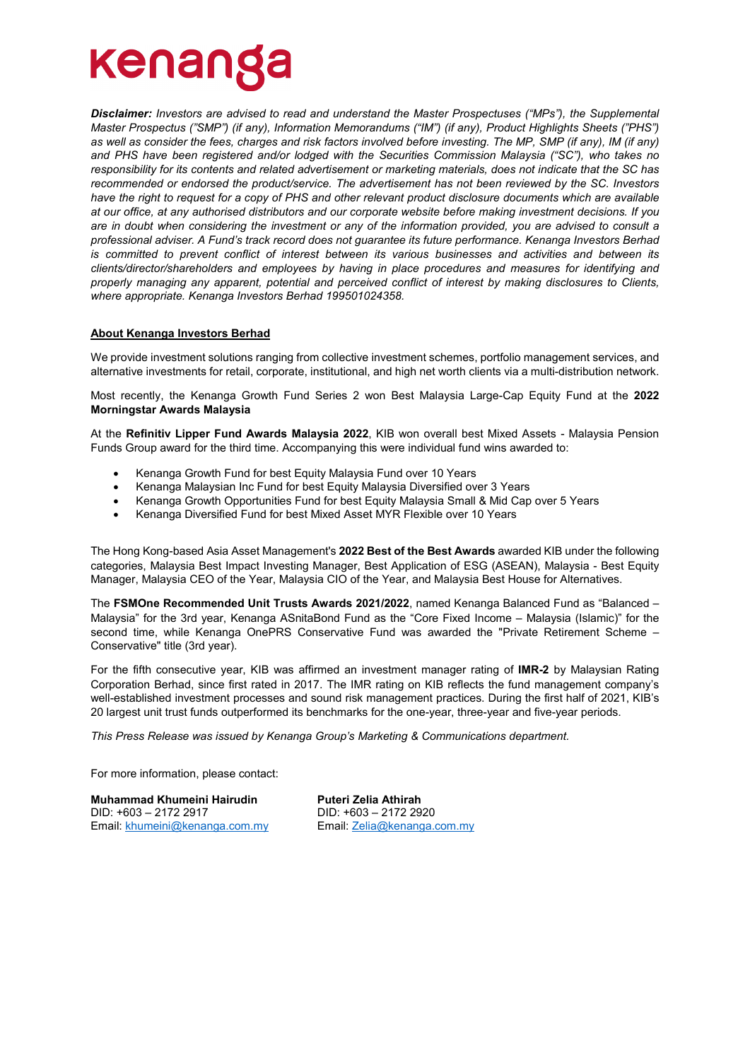**Kenanga**

***Disclaimer:** Investors are advised to read and understand the Master Prospectuses ("MPs"), the Supplemental Master Prospectus ("SMP") (if any), Information Memorandums ("IM") (if any), Product Highlights Sheets ("PHS") as well as consider the fees, charges and risk factors involved before investing. The MP, SMP (if any), IM (if any) and PHS have been registered and/or lodged with the Securities Commission Malaysia ("SC"), who takes no responsibility for its contents and related advertisement or marketing materials, does not indicate that the SC has recommended or endorsed the product/service. The advertisement has not been reviewed by the SC. Investors have the right to request for a copy of PHS and other relevant product disclosure documents which are available at our office, at any authorised distributors and our corporate website before making investment decisions. If you are in doubt when considering the investment or any of the information provided, you are advised to consult a professional adviser. A Fund's track record does not guarantee its future performance. Kenanga Investors Berhad is committed to prevent conflict of interest between its various businesses and activities and between its clients/director/shareholders and employees by having in place procedures and measures for identifying and properly managing any apparent, potential and perceived conflict of interest by making disclosures to Clients, where appropriate. Kenanga Investors Berhad 199501024358.*

**About Kenanga Investors Berhad**

We provide investment solutions ranging from collective investment schemes, portfolio management services, and alternative investments for retail, corporate, institutional, and high net worth clients via a multi-distribution network.

Most recently, the Kenanga Growth Fund Series 2 won Best Malaysia Large-Cap Equity Fund at the **2022 Morningstar Awards Malaysia**

At the **Refinitiv Lipper Fund Awards Malaysia 2022**, KIB won overall best Mixed Assets - Malaysia Pension Funds Group award for the third time. Accompanying this were individual fund wins awarded to:

- Kenanga Growth Fund for best Equity Malaysia Fund over 10 Years
- Kenanga Malaysian Inc Fund for best Equity Malaysia Diversified over 3 Years
- Kenanga Growth Opportunities Fund for best Equity Malaysia Small & Mid Cap over 5 Years
- Kenanga Diversified Fund for best Mixed Asset MYR Flexible over 10 Years

The Hong Kong-based Asia Asset Management's **2022 Best of the Best Awards** awarded KIB under the following categories, Malaysia Best Impact Investing Manager, Best Application of ESG (ASEAN), Malaysia - Best Equity Manager, Malaysia CEO of the Year, Malaysia CIO of the Year, and Malaysia Best House for Alternatives.

The **FSMOne Recommended Unit Trusts Awards 2021/2022**, named Kenanga Balanced Fund as "Balanced – Malaysia" for the 3rd year, Kenanga ASnitaBond Fund as the "Core Fixed Income – Malaysia (Islamic)" for the second time, while Kenanga OnePRS Conservative Fund was awarded the "Private Retirement Scheme – Conservative" title (3rd year).

For the fifth consecutive year, KIB was affirmed an investment manager rating of **IMR-2** by Malaysian Rating Corporation Berhad, since first rated in 2017. The IMR rating on KIB reflects the fund management company's well-established investment processes and sound risk management practices. During the first half of 2021, KIB's 20 largest unit trust funds outperformed its benchmarks for the one-year, three-year and five-year periods.

*This Press Release was issued by Kenanga Group's Marketing & Communications department.*

For more information, please contact:

**Muhammad Khumeini Hairudin**
DID: +603 – 2172 2917
Email: khumeini@kenanga.com.my

**Puteri Zelia Athirah**
DID: +603 – 2172 2920
Email: Zelia@kenanga.com.my